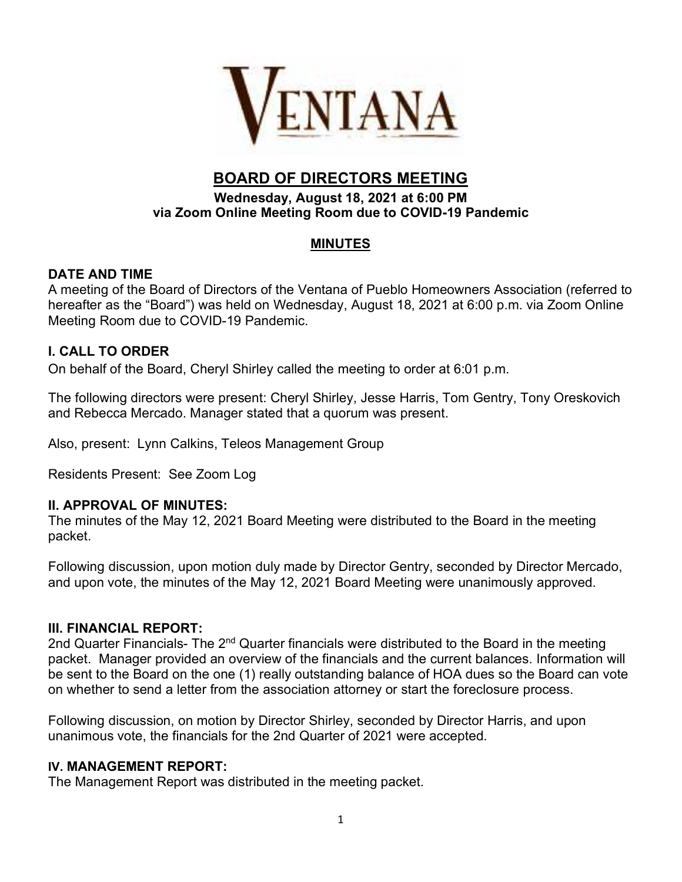# VENTANA

## BOARD OF DIRECTORS MEETING

**Wednesday, August 18, 2021 at 6:00 PM**
**via Zoom Online Meeting Room due to COVID-19 Pandemic**

### MINUTES

### DATE AND TIME

A meeting of the Board of Directors of the Ventana of Pueblo Homeowners Association (referred to hereafter as the "Board") was held on Wednesday, August 18, 2021 at 6:00 p.m. via Zoom Online Meeting Room due to COVID-19 Pandemic.

### I. CALL TO ORDER

On behalf of the Board, Cheryl Shirley called the meeting to order at 6:01 p.m.

The following directors were present: Cheryl Shirley, Jesse Harris, Tom Gentry, Tony Oreskovich and Rebecca Mercado. Manager stated that a quorum was present.

Also, present: Lynn Calkins, Teleos Management Group

Residents Present: See Zoom Log

### II. APPROVAL OF MINUTES:

The minutes of the May 12, 2021 Board Meeting were distributed to the Board in the meeting packet.

Following discussion, upon motion duly made by Director Gentry, seconded by Director Mercado, and upon vote, the minutes of the May 12, 2021 Board Meeting were unanimously approved.

### III. FINANCIAL REPORT:

2nd Quarter Financials- The 2nd Quarter financials were distributed to the Board in the meeting packet. Manager provided an overview of the financials and the current balances. Information will be sent to the Board on the one (1) really outstanding balance of HOA dues so the Board can vote on whether to send a letter from the association attorney or start the foreclosure process.

Following discussion, on motion by Director Shirley, seconded by Director Harris, and upon unanimous vote, the financials for the 2nd Quarter of 2021 were accepted.

### IV. MANAGEMENT REPORT:

The Management Report was distributed in the meeting packet.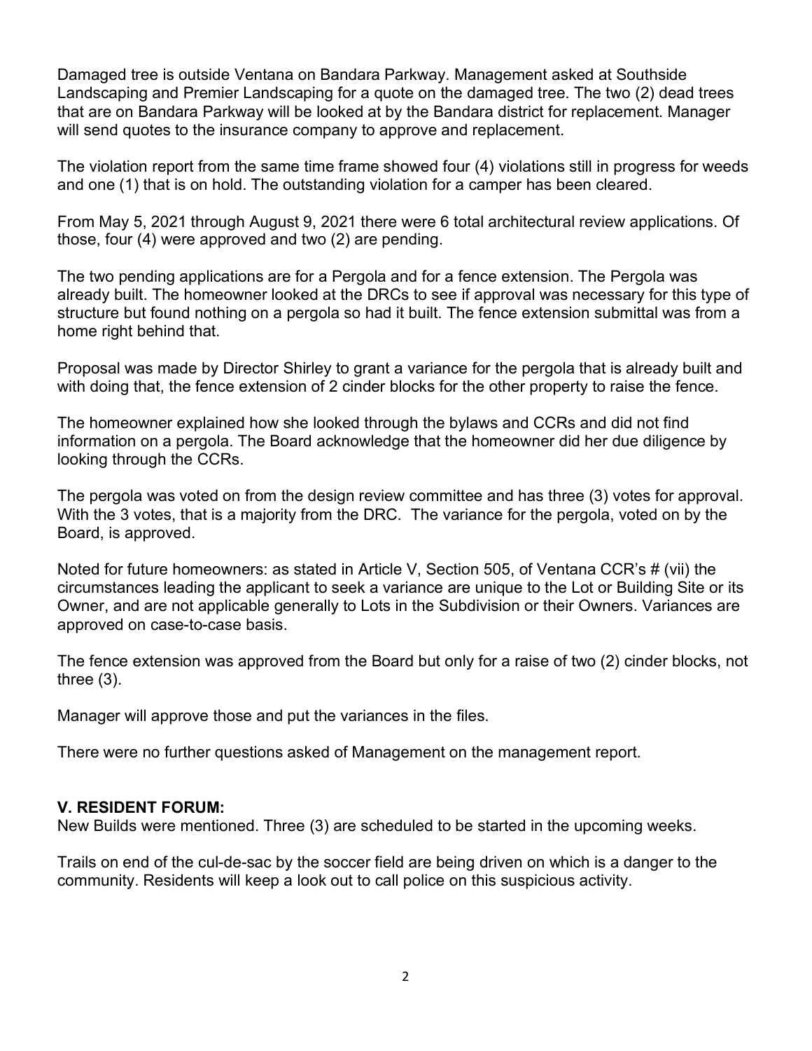Damaged tree is outside Ventana on Bandara Parkway. Management asked at Southside Landscaping and Premier Landscaping for a quote on the damaged tree. The two (2) dead trees that are on Bandara Parkway will be looked at by the Bandara district for replacement. Manager will send quotes to the insurance company to approve and replacement.

The violation report from the same time frame showed four (4) violations still in progress for weeds and one (1) that is on hold. The outstanding violation for a camper has been cleared.

From May 5, 2021 through August 9, 2021 there were 6 total architectural review applications. Of those, four (4) were approved and two (2) are pending.

The two pending applications are for a Pergola and for a fence extension. The Pergola was already built. The homeowner looked at the DRCs to see if approval was necessary for this type of structure but found nothing on a pergola so had it built. The fence extension submittal was from a home right behind that.

Proposal was made by Director Shirley to grant a variance for the pergola that is already built and with doing that, the fence extension of 2 cinder blocks for the other property to raise the fence.

The homeowner explained how she looked through the bylaws and CCRs and did not find information on a pergola. The Board acknowledge that the homeowner did her due diligence by looking through the CCRs.

The pergola was voted on from the design review committee and has three (3) votes for approval. With the 3 votes, that is a majority from the DRC. The variance for the pergola, voted on by the Board, is approved.

Noted for future homeowners: as stated in Article V, Section 505, of Ventana CCR's # (vii) the circumstances leading the applicant to seek a variance are unique to the Lot or Building Site or its Owner, and are not applicable generally to Lots in the Subdivision or their Owners. Variances are approved on case-to-case basis.

The fence extension was approved from the Board but only for a raise of two (2) cinder blocks, not three (3).

Manager will approve those and put the variances in the files.

There were no further questions asked of Management on the management report.

**V. RESIDENT FORUM:**

New Builds were mentioned. Three (3) are scheduled to be started in the upcoming weeks.

Trails on end of the cul-de-sac by the soccer field are being driven on which is a danger to the community. Residents will keep a look out to call police on this suspicious activity.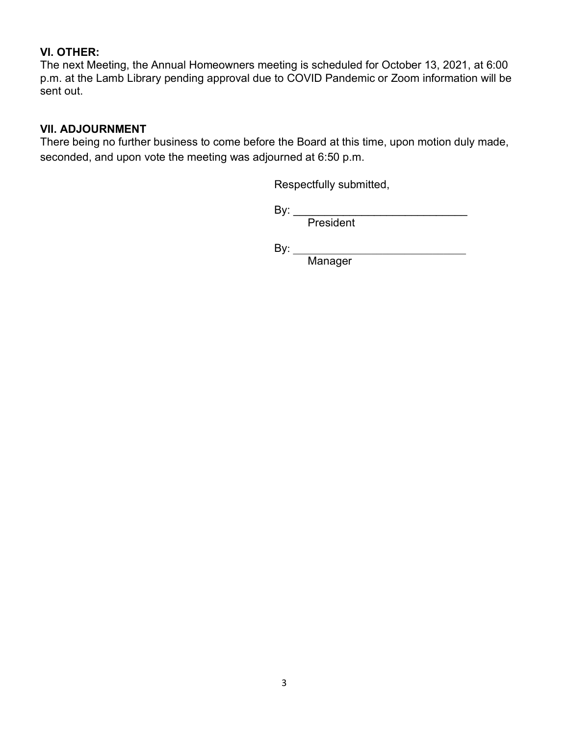**VI. OTHER:**
The next Meeting, the Annual Homeowners meeting is scheduled for October 13, 2021, at 6:00 p.m. at the Lamb Library pending approval due to COVID Pandemic or Zoom information will be sent out.

**VII. ADJOURNMENT**
There being no further business to come before the Board at this time, upon motion duly made, seconded, and upon vote the meeting was adjourned at 6:50 p.m.

Respectfully submitted,

By: ____________________________
President

By: ____________________________
Manager